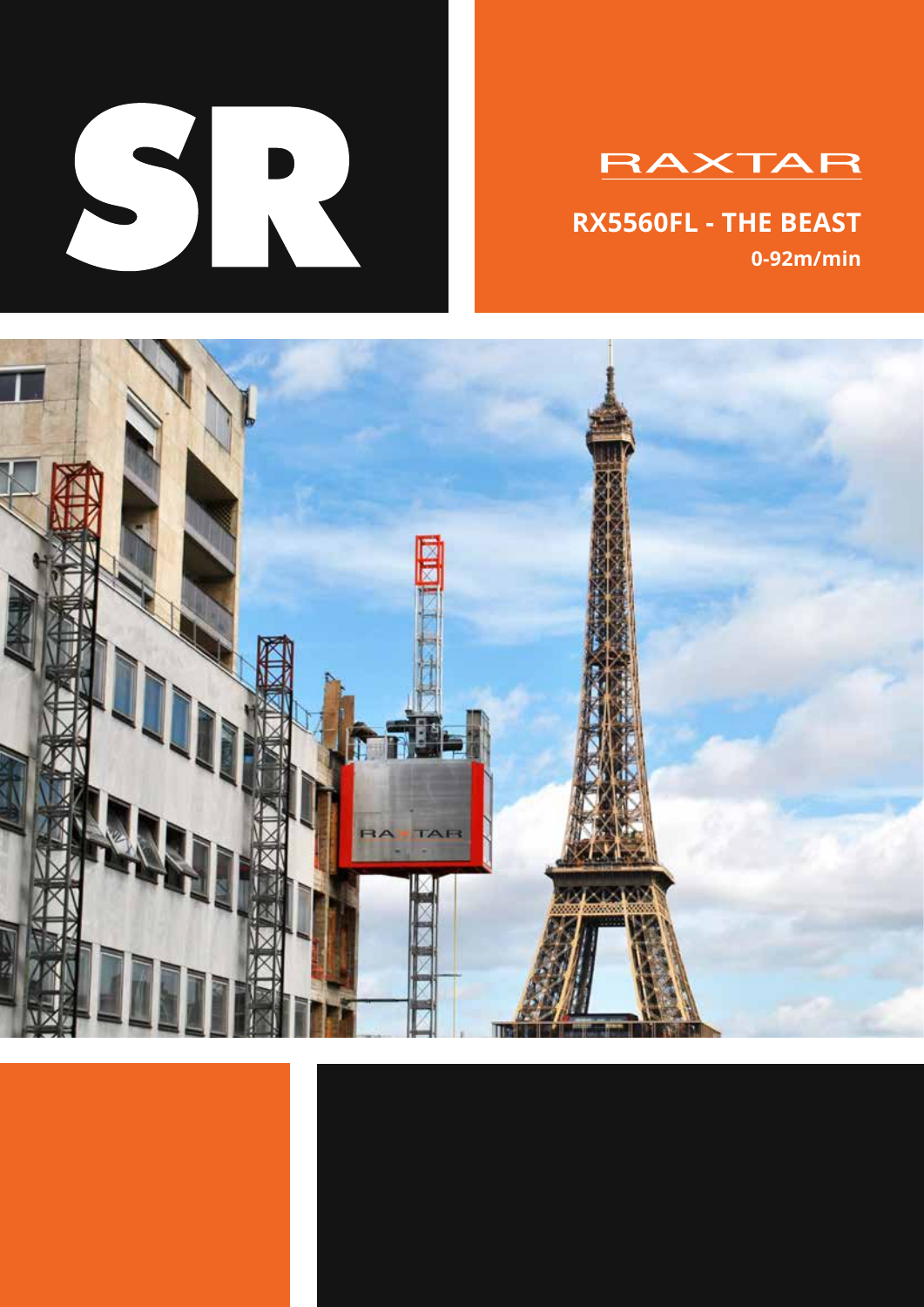# SR

RAXTAR

**RX5560FL - THE BEAST**

**0-92m/min**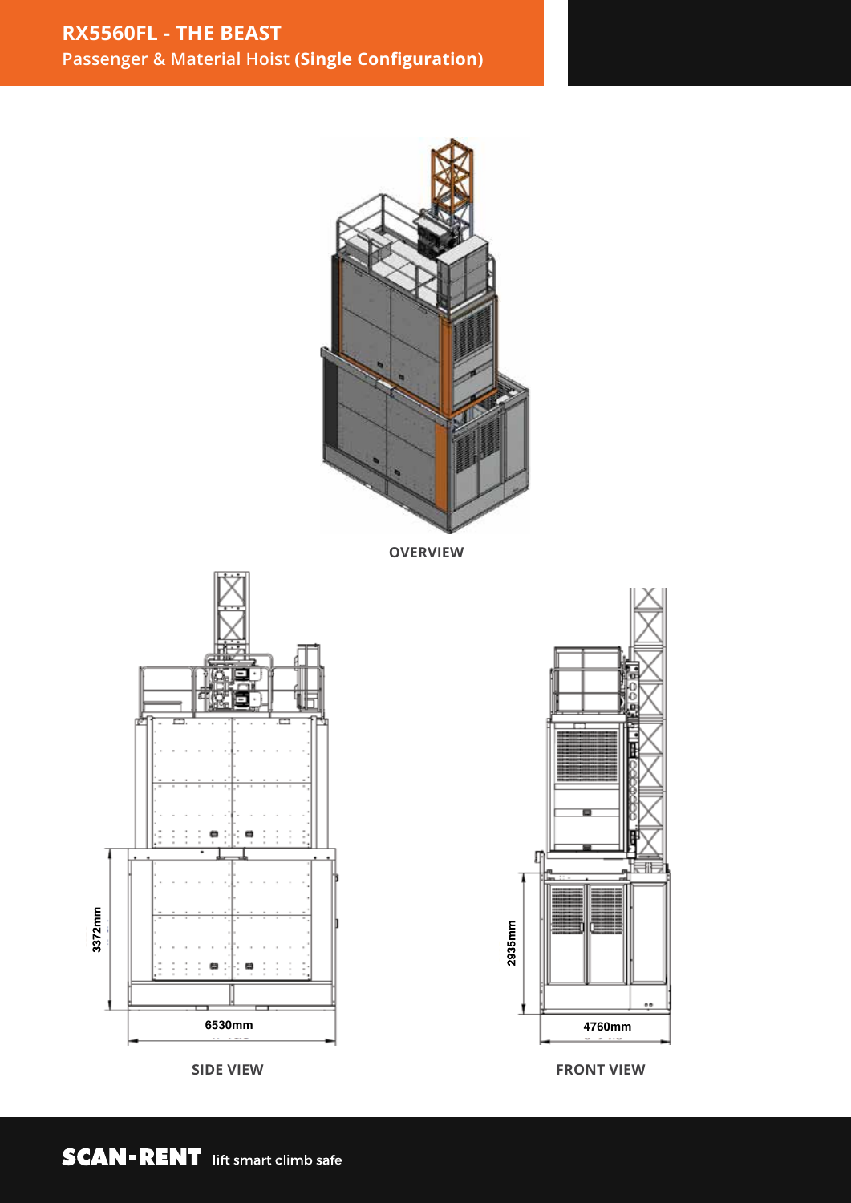# RX5560FL - THE BEAST

## Passenger & Material Hoist **(Single Configuration)**

OVERVIEW

3372mm

6530mm

SIDE VIEW

2935mm

4760mm

FRONT VIEW

SCAN-RENT lift smart climb safe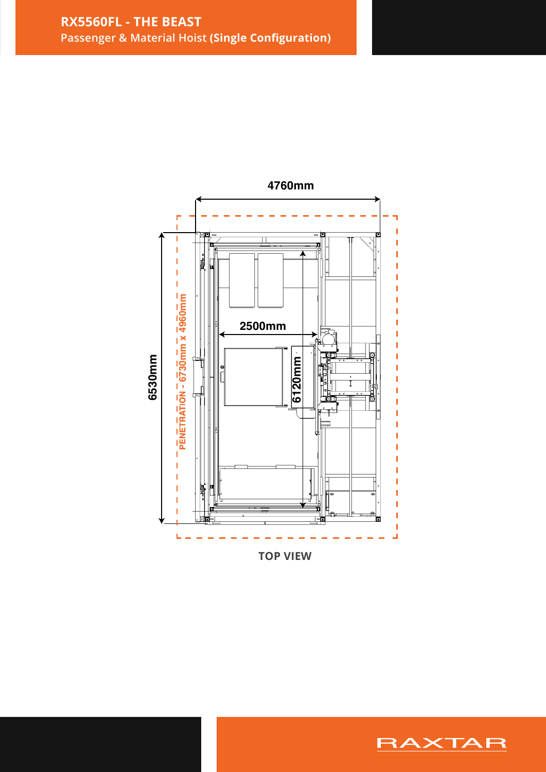# RX5560FL - THE BEAST

Passenger & Material Hoist **(Single Configuration)**

4760mm

6530mm

PENETRATION - 6730mm x 4960mm

2500mm

6120mm

**TOP VIEW**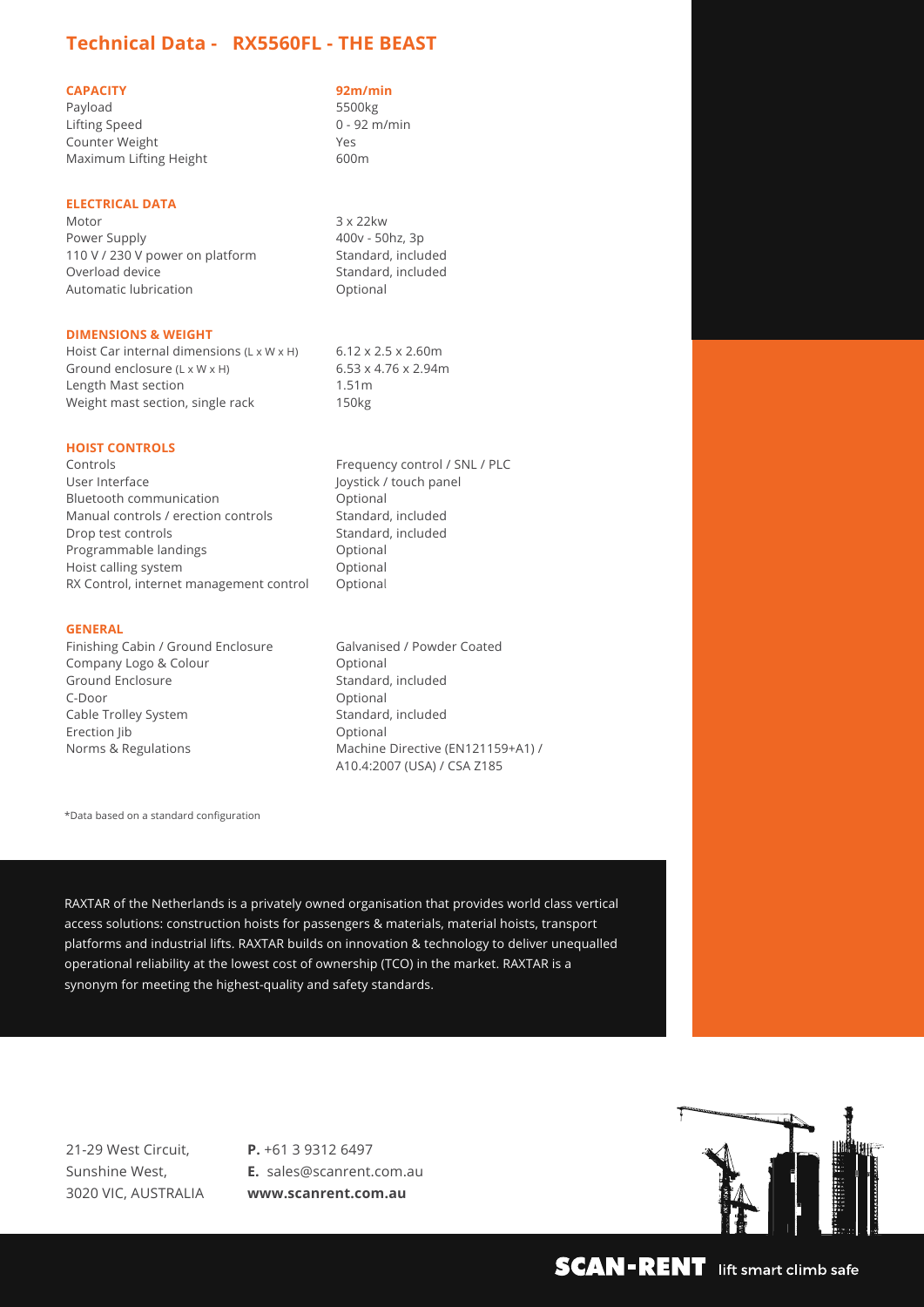# Technical Data - RX5560FL - THE BEAST

| CAPACITY | 92m/min |
|---|---|
| Payload | 5500kg |
| Lifting Speed | 0 - 92 m/min |
| Counter Weight | Yes |
| Maximum Lifting Height | 600m |

| ELECTRICAL DATA | |
|---|---|
| Motor | 3 x 22kw |
| Power Supply | 400v - 50hz, 3p |
| 110 V / 230 V power on platform | Standard, included |
| Overload device | Standard, included |
| Automatic lubrication | Optional |

| DIMENSIONS & WEIGHT | |
|---|---|
| Hoist Car internal dimensions (L x W x H) | 6.12 x 2.5 x 2.60m |
| Ground enclosure (L x W x H) | 6.53 x 4.76 x 2.94m |
| Length Mast section | 1.51m |
| Weight mast section, single rack | 150kg |

| HOIST CONTROLS | |
|---|---|
| Controls | Frequency control / SNL / PLC |
| User Interface | Joystick / touch panel |
| Bluetooth communication | Optional |
| Manual controls / erection controls | Standard, included |
| Drop test controls | Standard, included |
| Programmable landings | Optional |
| Hoist calling system | Optional |
| RX Control, internet management control | Optional |

| GENERAL | |
|---|---|
| Finishing Cabin / Ground Enclosure | Galvanised / Powder Coated |
| Company Logo & Colour | Optional |
| Ground Enclosure | Standard, included |
| C-Door | Optional |
| Cable Trolley System | Standard, included |
| Erection Jib | Optional |
| Norms & Regulations | Machine Directive (EN121159+A1) / A10.4:2007 (USA) / CSA Z185 |

*Data based on a standard configuration

RAXTAR of the Netherlands is a privately owned organisation that provides world class vertical access solutions: construction hoists for passengers & materials, material hoists, transport platforms and industrial lifts. RAXTAR builds on innovation & technology to deliver unequalled operational reliability at the lowest cost of ownership (TCO) in the market. RAXTAR is a synonym for meeting the highest-quality and safety standards.

21-29 West Circuit,
Sunshine West,
3020 VIC, AUSTRALIA

**P.** +61 3 9312 6497
**E.** sales@scanrent.com.au
**www.scanrent.com.au**

**SCAN-RENT** lift smart climb safe